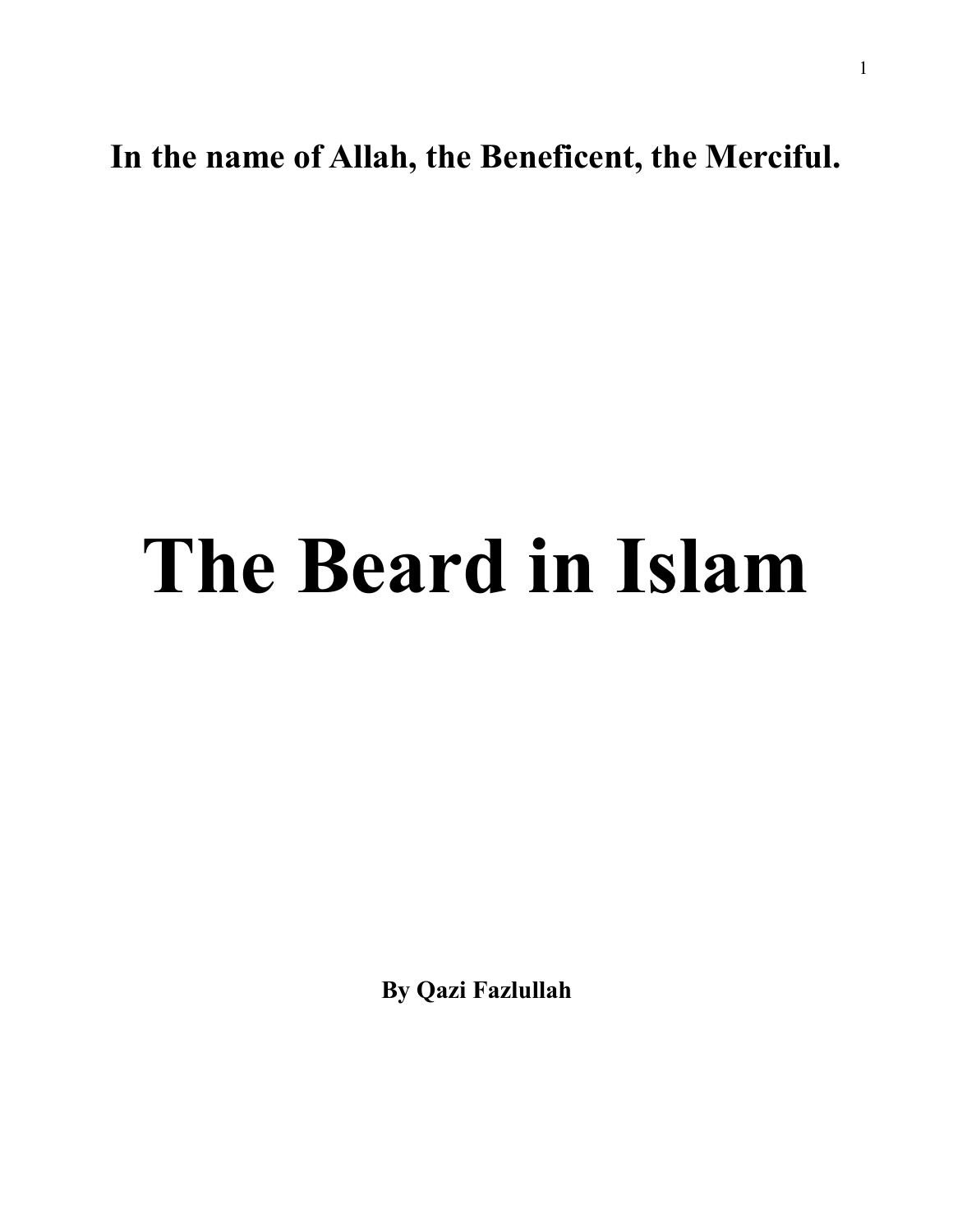**In the name of Allah, the Beneficent, the Merciful.**

# The Beard in Islam

**By Qazi Fazlullah**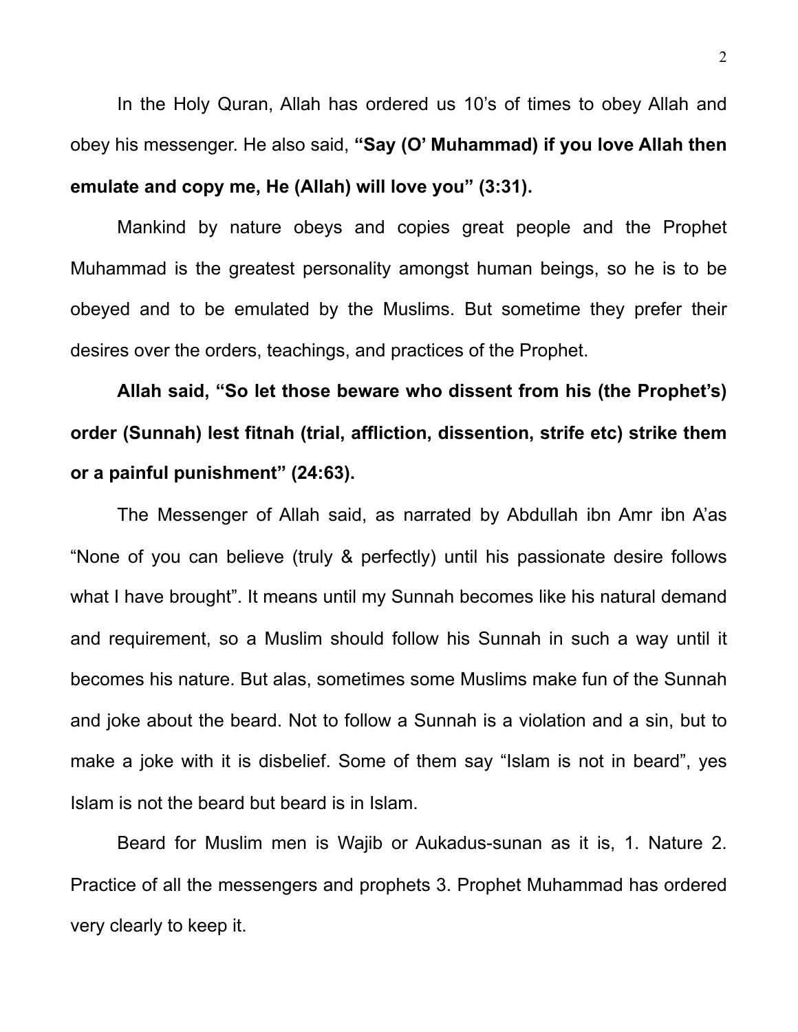In the Holy Quran, Allah has ordered us 10's of times to obey Allah and obey his messenger. He also said, **"Say (O' Muhammad) if you love Allah then emulate and copy me, He (Allah) will love you" (3:31).**

Mankind by nature obeys and copies great people and the Prophet Muhammad is the greatest personality amongst human beings, so he is to be obeyed and to be emulated by the Muslims. But sometime they prefer their desires over the orders, teachings, and practices of the Prophet.

**Allah said, "So let those beware who dissent from his (the Prophet's) order (Sunnah) lest fitnah (trial, affliction, dissention, strife etc) strike them or a painful punishment" (24:63).**

The Messenger of Allah said, as narrated by Abdullah ibn Amr ibn A'as "None of you can believe (truly & perfectly) until his passionate desire follows what I have brought". It means until my Sunnah becomes like his natural demand and requirement, so a Muslim should follow his Sunnah in such a way until it becomes his nature. But alas, sometimes some Muslims make fun of the Sunnah and joke about the beard. Not to follow a Sunnah is a violation and a sin, but to make a joke with it is disbelief. Some of them say "Islam is not in beard", yes Islam is not the beard but beard is in Islam.

Beard for Muslim men is Wajib or Aukadus-sunan as it is, 1. Nature 2. Practice of all the messengers and prophets 3. Prophet Muhammad has ordered very clearly to keep it.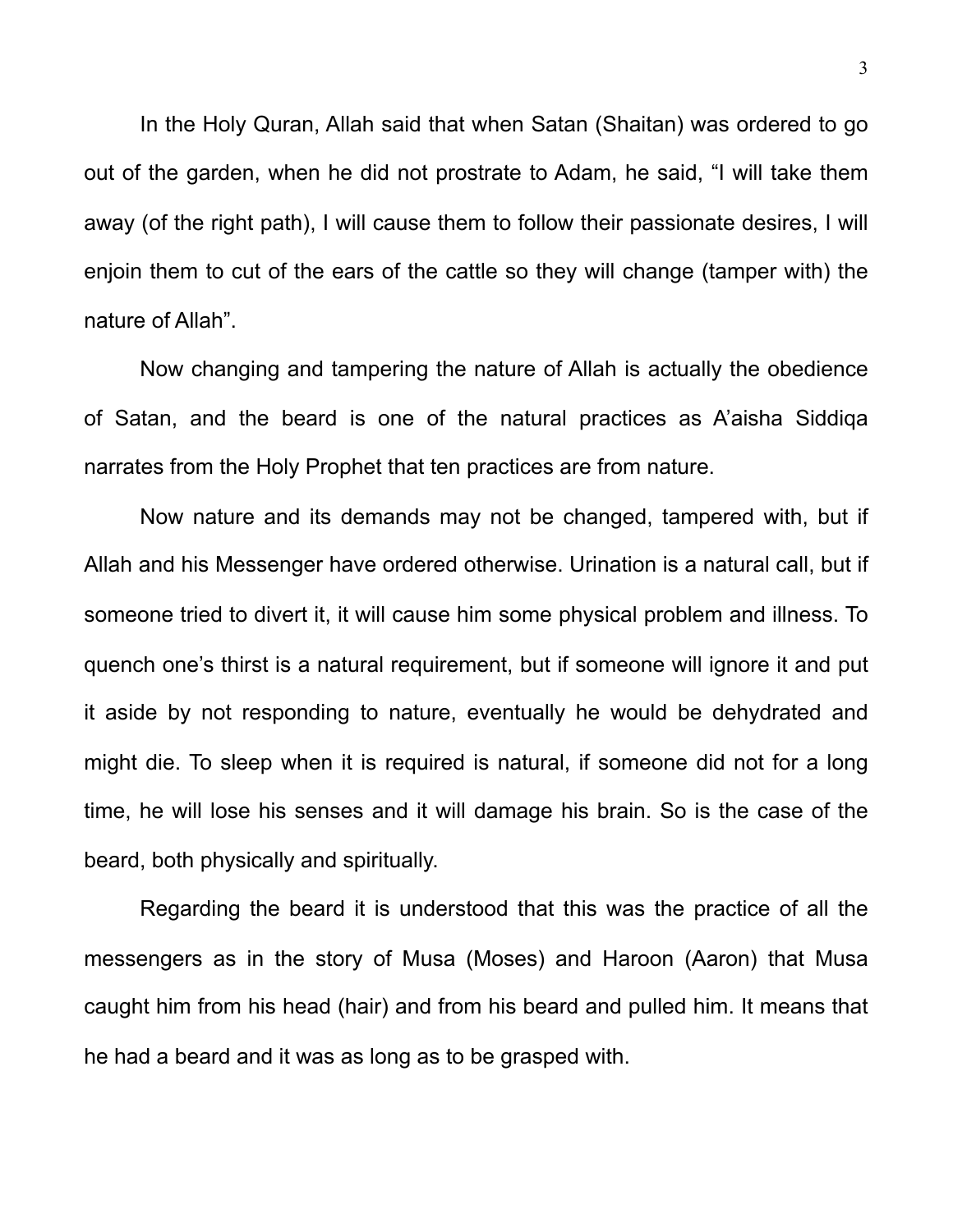In the Holy Quran, Allah said that when Satan (Shaitan) was ordered to go out of the garden, when he did not prostrate to Adam, he said, “I will take them away (of the right path), I will cause them to follow their passionate desires, I will enjoin them to cut of the ears of the cattle so they will change (tamper with) the nature of Allah”.

Now changing and tampering the nature of Allah is actually the obedience of Satan, and the beard is one of the natural practices as A’aisha Siddiqa narrates from the Holy Prophet that ten practices are from nature.

Now nature and its demands may not be changed, tampered with, but if Allah and his Messenger have ordered otherwise. Urination is a natural call, but if someone tried to divert it, it will cause him some physical problem and illness. To quench one’s thirst is a natural requirement, but if someone will ignore it and put it aside by not responding to nature, eventually he would be dehydrated and might die. To sleep when it is required is natural, if someone did not for a long time, he will lose his senses and it will damage his brain. So is the case of the beard, both physically and spiritually.

Regarding the beard it is understood that this was the practice of all the messengers as in the story of Musa (Moses) and Haroon (Aaron) that Musa caught him from his head (hair) and from his beard and pulled him. It means that he had a beard and it was as long as to be grasped with.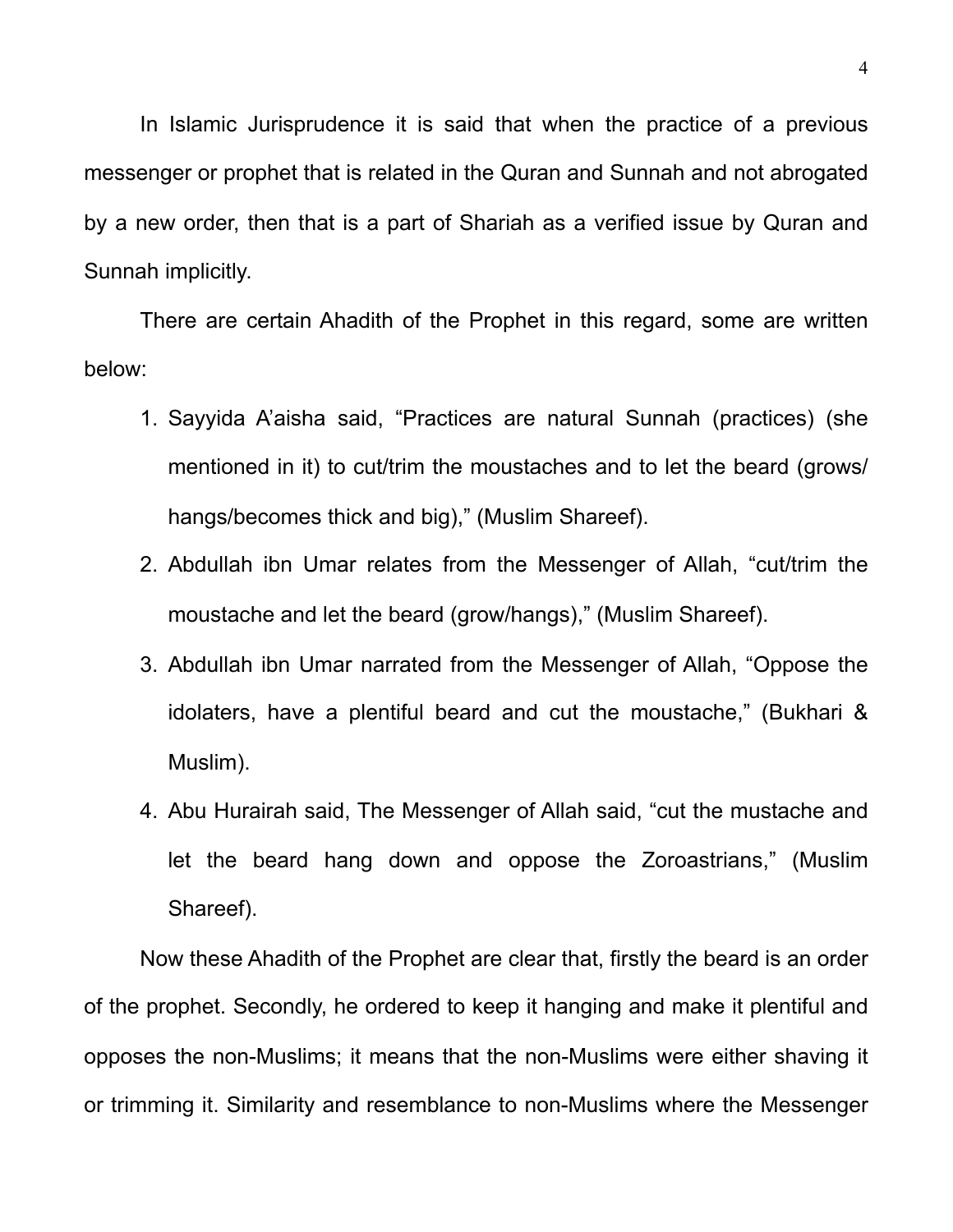In Islamic Jurisprudence it is said that when the practice of a previous messenger or prophet that is related in the Quran and Sunnah and not abrogated by a new order, then that is a part of Shariah as a verified issue by Quran and Sunnah implicitly.

There are certain Ahadith of the Prophet in this regard, some are written below:

1. Sayyida A'aisha said, "Practices are natural Sunnah (practices) (she mentioned in it) to cut/trim the moustaches and to let the beard (grows/ hangs/becomes thick and big)," (Muslim Shareef).
2. Abdullah ibn Umar relates from the Messenger of Allah, "cut/trim the moustache and let the beard (grow/hangs)," (Muslim Shareef).
3. Abdullah ibn Umar narrated from the Messenger of Allah, "Oppose the idolaters, have a plentiful beard and cut the moustache," (Bukhari & Muslim).
4. Abu Hurairah said, The Messenger of Allah said, "cut the mustache and let the beard hang down and oppose the Zoroastrians," (Muslim Shareef).

Now these Ahadith of the Prophet are clear that, firstly the beard is an order of the prophet. Secondly, he ordered to keep it hanging and make it plentiful and opposes the non-Muslims; it means that the non-Muslims were either shaving it or trimming it. Similarity and resemblance to non-Muslims where the Messenger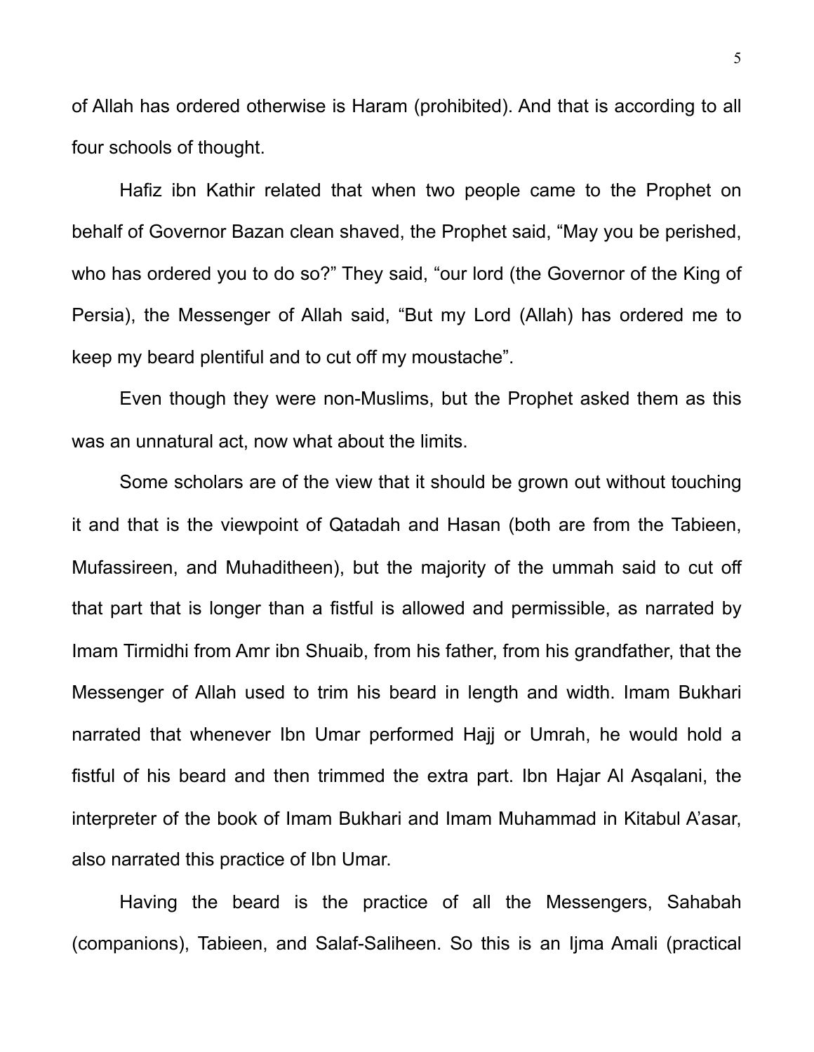of Allah has ordered otherwise is Haram (prohibited). And that is according to all four schools of thought.

Hafiz ibn Kathir related that when two people came to the Prophet on behalf of Governor Bazan clean shaved, the Prophet said, “May you be perished, who has ordered you to do so?” They said, “our lord (the Governor of the King of Persia), the Messenger of Allah said, “But my Lord (Allah) has ordered me to keep my beard plentiful and to cut off my moustache”.

Even though they were non-Muslims, but the Prophet asked them as this was an unnatural act, now what about the limits.

Some scholars are of the view that it should be grown out without touching it and that is the viewpoint of Qatadah and Hasan (both are from the Tabieen, Mufassireen, and Muhaditheen), but the majority of the ummah said to cut off that part that is longer than a fistful is allowed and permissible, as narrated by Imam Tirmidhi from Amr ibn Shuaib, from his father, from his grandfather, that the Messenger of Allah used to trim his beard in length and width. Imam Bukhari narrated that whenever Ibn Umar performed Hajj or Umrah, he would hold a fistful of his beard and then trimmed the extra part. Ibn Hajar Al Asqalani, the interpreter of the book of Imam Bukhari and Imam Muhammad in Kitabul A’asar, also narrated this practice of Ibn Umar.

Having the beard is the practice of all the Messengers, Sahabah (companions), Tabieen, and Salaf-Saliheen. So this is an Ijma Amali (practical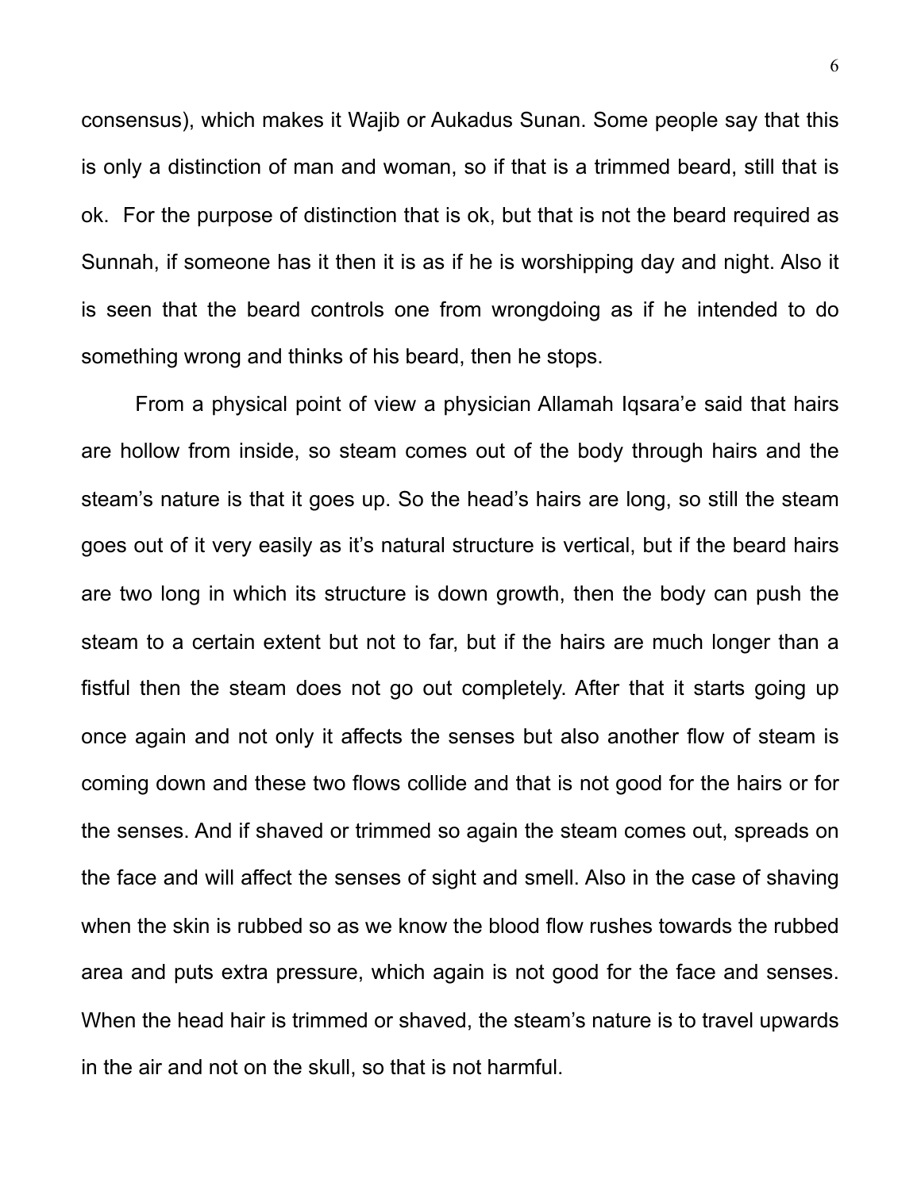consensus), which makes it Wajib or Aukadus Sunan. Some people say that this is only a distinction of man and woman, so if that is a trimmed beard, still that is ok. For the purpose of distinction that is ok, but that is not the beard required as Sunnah, if someone has it then it is as if he is worshipping day and night. Also it is seen that the beard controls one from wrongdoing as if he intended to do something wrong and thinks of his beard, then he stops.

From a physical point of view a physician Allamah Iqsara'e said that hairs are hollow from inside, so steam comes out of the body through hairs and the steam's nature is that it goes up. So the head's hairs are long, so still the steam goes out of it very easily as it's natural structure is vertical, but if the beard hairs are two long in which its structure is down growth, then the body can push the steam to a certain extent but not to far, but if the hairs are much longer than a fistful then the steam does not go out completely. After that it starts going up once again and not only it affects the senses but also another flow of steam is coming down and these two flows collide and that is not good for the hairs or for the senses. And if shaved or trimmed so again the steam comes out, spreads on the face and will affect the senses of sight and smell. Also in the case of shaving when the skin is rubbed so as we know the blood flow rushes towards the rubbed area and puts extra pressure, which again is not good for the face and senses. When the head hair is trimmed or shaved, the steam's nature is to travel upwards in the air and not on the skull, so that is not harmful.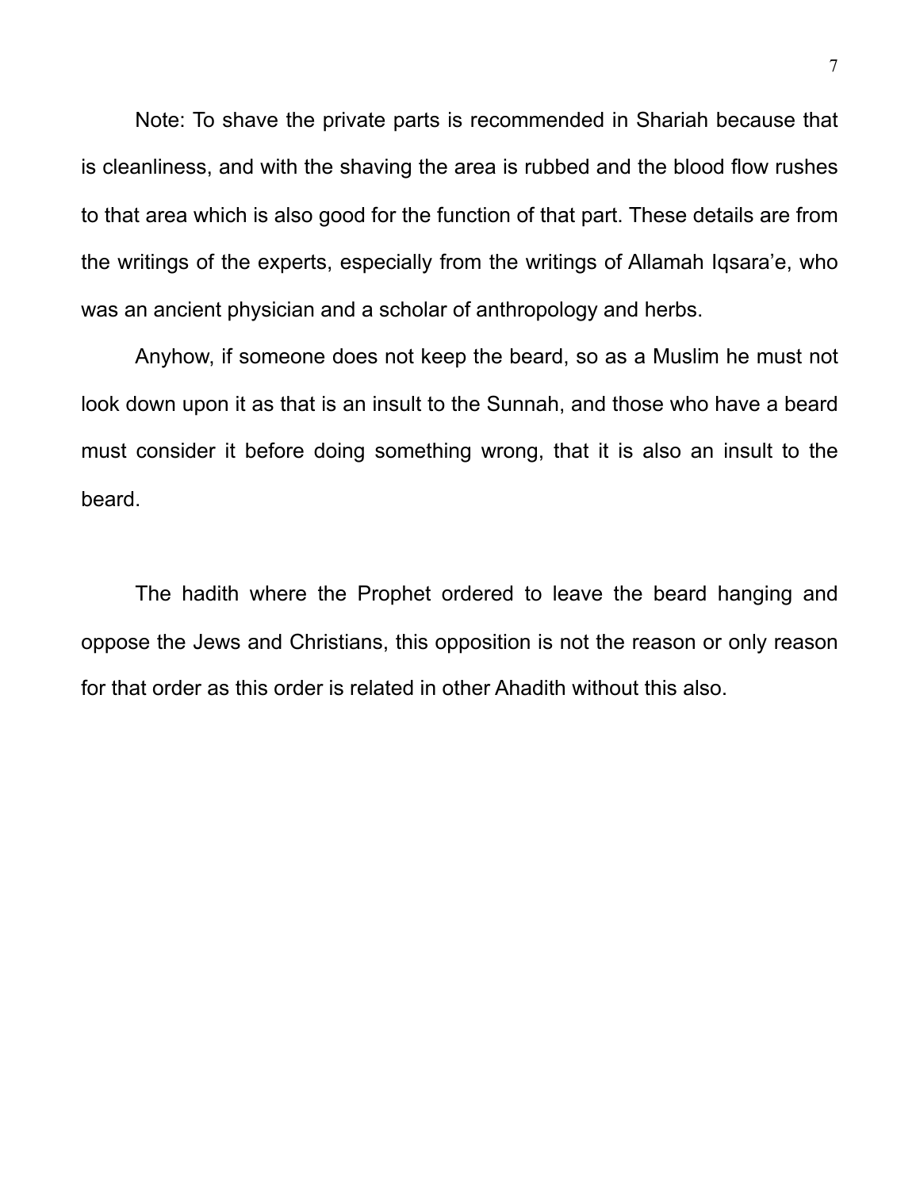Note: To shave the private parts is recommended in Shariah because that is cleanliness, and with the shaving the area is rubbed and the blood flow rushes to that area which is also good for the function of that part. These details are from the writings of the experts, especially from the writings of Allamah Iqsara'e, who was an ancient physician and a scholar of anthropology and herbs.

Anyhow, if someone does not keep the beard, so as a Muslim he must not look down upon it as that is an insult to the Sunnah, and those who have a beard must consider it before doing something wrong, that it is also an insult to the beard.

The hadith where the Prophet ordered to leave the beard hanging and oppose the Jews and Christians, this opposition is not the reason or only reason for that order as this order is related in other Ahadith without this also.